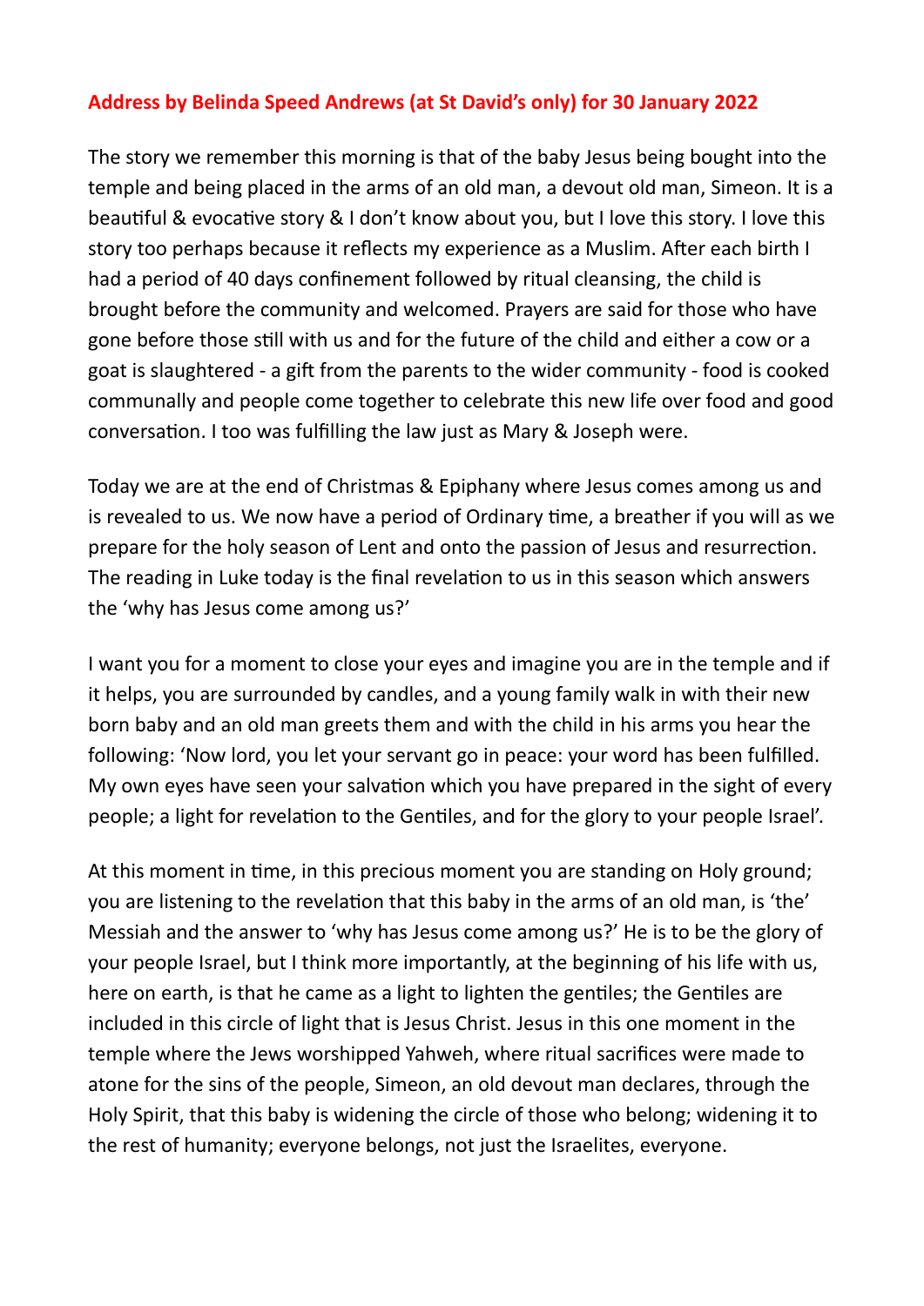**Address by Belinda Speed Andrews (at St David's only) for 30 January 2022**

The story we remember this morning is that of the baby Jesus being bought into the temple and being placed in the arms of an old man, a devout old man, Simeon. It is a beautiful & evocative story & I don't know about you, but I love this story. I love this story too perhaps because it reflects my experience as a Muslim. After each birth I had a period of 40 days confinement followed by ritual cleansing, the child is brought before the community and welcomed. Prayers are said for those who have gone before those still with us and for the future of the child and either a cow or a goat is slaughtered - a gift from the parents to the wider community - food is cooked communally and people come together to celebrate this new life over food and good conversation. I too was fulfilling the law just as Mary & Joseph were.

Today we are at the end of Christmas & Epiphany where Jesus comes among us and is revealed to us. We now have a period of Ordinary time, a breather if you will as we prepare for the holy season of Lent and onto the passion of Jesus and resurrection. The reading in Luke today is the final revelation to us in this season which answers the 'why has Jesus come among us?'

I want you for a moment to close your eyes and imagine you are in the temple and if it helps, you are surrounded by candles, and a young family walk in with their new born baby and an old man greets them and with the child in his arms you hear the following: 'Now lord, you let your servant go in peace: your word has been fulfilled. My own eyes have seen your salvation which you have prepared in the sight of every people; a light for revelation to the Gentiles, and for the glory to your people Israel'.

At this moment in time, in this precious moment you are standing on Holy ground; you are listening to the revelation that this baby in the arms of an old man, is 'the' Messiah and the answer to 'why has Jesus come among us?' He is to be the glory of your people Israel, but I think more importantly, at the beginning of his life with us, here on earth, is that he came as a light to lighten the gentiles; the Gentiles are included in this circle of light that is Jesus Christ. Jesus in this one moment in the temple where the Jews worshipped Yahweh, where ritual sacrifices were made to atone for the sins of the people, Simeon, an old devout man declares, through the Holy Spirit, that this baby is widening the circle of those who belong; widening it to the rest of humanity; everyone belongs, not just the Israelites, everyone.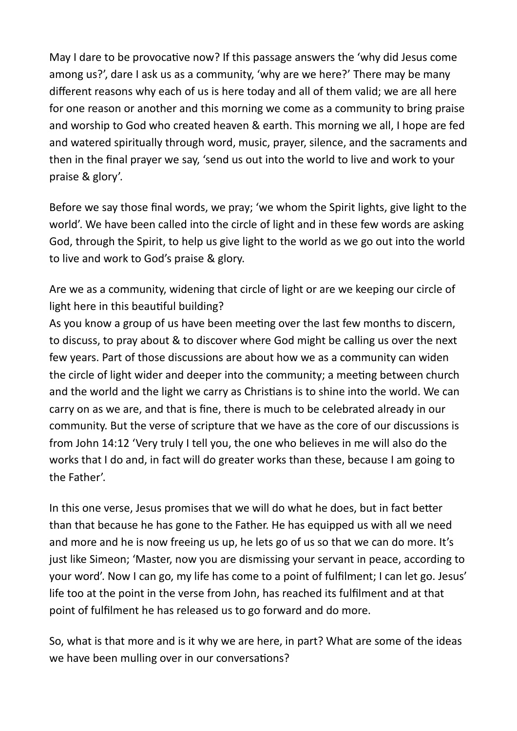May I dare to be provocative now? If this passage answers the 'why did Jesus come among us?', dare I ask us as a community, 'why are we here?' There may be many different reasons why each of us is here today and all of them valid; we are all here for one reason or another and this morning we come as a community to bring praise and worship to God who created heaven & earth. This morning we all, I hope are fed and watered spiritually through word, music, prayer, silence, and the sacraments and then in the final prayer we say, 'send us out into the world to live and work to your praise & glory'.

Before we say those final words, we pray; 'we whom the Spirit lights, give light to the world'. We have been called into the circle of light and in these few words are asking God, through the Spirit, to help us give light to the world as we go out into the world to live and work to God's praise & glory.

Are we as a community, widening that circle of light or are we keeping our circle of light here in this beautiful building?
As you know a group of us have been meeting over the last few months to discern, to discuss, to pray about & to discover where God might be calling us over the next few years. Part of those discussions are about how we as a community can widen the circle of light wider and deeper into the community; a meeting between church and the world and the light we carry as Christians is to shine into the world. We can carry on as we are, and that is fine, there is much to be celebrated already in our community. But the verse of scripture that we have as the core of our discussions is from John 14:12 'Very truly I tell you, the one who believes in me will also do the works that I do and, in fact will do greater works than these, because I am going to the Father'.

In this one verse, Jesus promises that we will do what he does, but in fact better than that because he has gone to the Father. He has equipped us with all we need and more and he is now freeing us up, he lets go of us so that we can do more. It's just like Simeon; 'Master, now you are dismissing your servant in peace, according to your word'. Now I can go, my life has come to a point of fulfilment; I can let go. Jesus' life too at the point in the verse from John, has reached its fulfilment and at that point of fulfilment he has released us to go forward and do more.

So, what is that more and is it why we are here, in part? What are some of the ideas we have been mulling over in our conversations?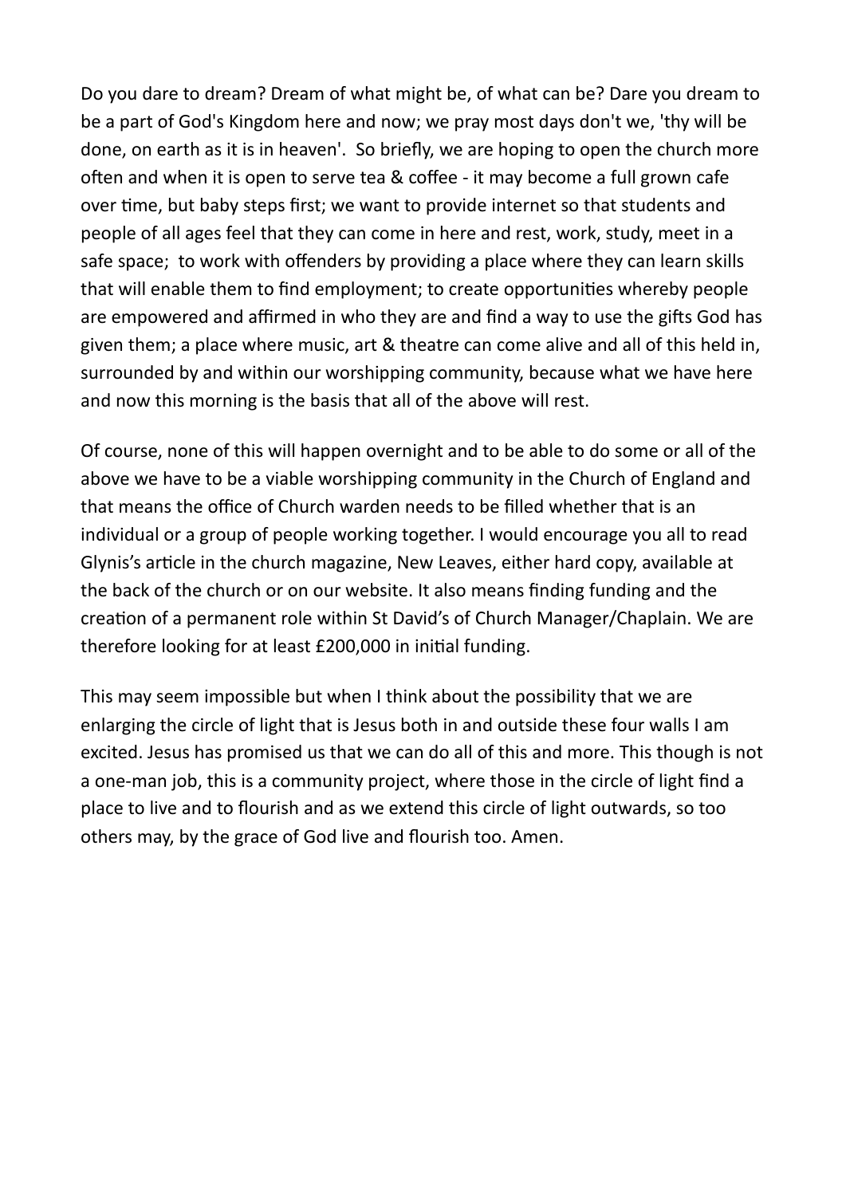Do you dare to dream? Dream of what might be, of what can be? Dare you dream to be a part of God's Kingdom here and now; we pray most days don't we, 'thy will be done, on earth as it is in heaven'.  So briefly, we are hoping to open the church more often and when it is open to serve tea & coffee - it may become a full grown cafe over time, but baby steps first; we want to provide internet so that students and people of all ages feel that they can come in here and rest, work, study, meet in a safe space;  to work with offenders by providing a place where they can learn skills that will enable them to find employment; to create opportunities whereby people are empowered and affirmed in who they are and find a way to use the gifts God has given them; a place where music, art & theatre can come alive and all of this held in, surrounded by and within our worshipping community, because what we have here and now this morning is the basis that all of the above will rest.

Of course, none of this will happen overnight and to be able to do some or all of the above we have to be a viable worshipping community in the Church of England and that means the office of Church warden needs to be filled whether that is an individual or a group of people working together. I would encourage you all to read Glynis's article in the church magazine, New Leaves, either hard copy, available at the back of the church or on our website. It also means finding funding and the creation of a permanent role within St David's of Church Manager/Chaplain. We are therefore looking for at least £200,000 in initial funding.

This may seem impossible but when I think about the possibility that we are enlarging the circle of light that is Jesus both in and outside these four walls I am excited. Jesus has promised us that we can do all of this and more. This though is not a one-man job, this is a community project, where those in the circle of light find a place to live and to flourish and as we extend this circle of light outwards, so too others may, by the grace of God live and flourish too. Amen.